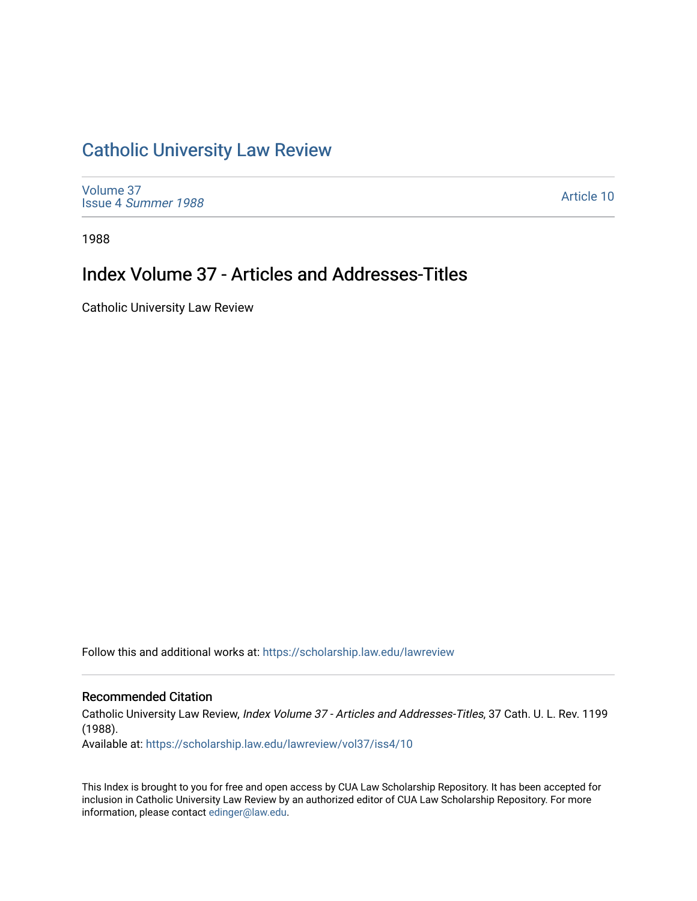# Catholic University Law Review

Volume 37
Issue 4 *Summer 1988*

Article 10

1988

## Index Volume 37 - Articles and Addresses-Titles

Catholic University Law Review

Follow this and additional works at: https://scholarship.law.edu/lawreview

### Recommended Citation

Catholic University Law Review, *Index Volume 37 - Articles and Addresses-Titles*, 37 Cath. U. L. Rev. 1199 (1988).
Available at: https://scholarship.law.edu/lawreview/vol37/iss4/10

This Index is brought to you for free and open access by CUA Law Scholarship Repository. It has been accepted for inclusion in Catholic University Law Review by an authorized editor of CUA Law Scholarship Repository. For more information, please contact edinger@law.edu.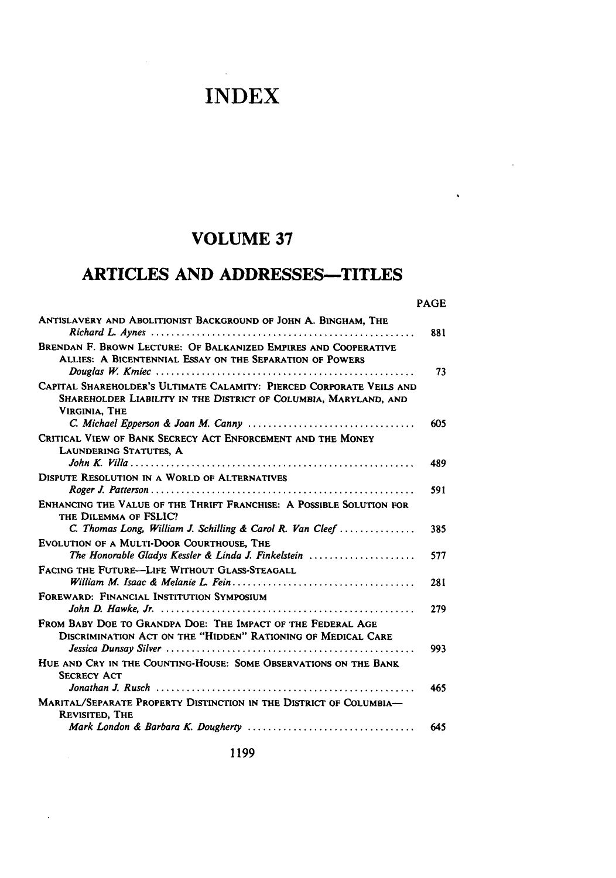# INDEX

# VOLUME 37

## ARTICLES AND ADDRESSES—TITLES

PAGE

ANTISLAVERY AND ABOLITIONIST BACKGROUND OF JOHN A. BINGHAM, THE
*Richard L. Aynes* .................................................... 881

BRENDAN F. BROWN LECTURE: OF BALKANIZED EMPIRES AND COOPERATIVE ALLIES: A BICENTENNIAL ESSAY ON THE SEPARATION OF POWERS
*Douglas W. Kmiec* .................................................... 73

CAPITAL SHAREHOLDER'S ULTIMATE CALAMITY: PIERCED CORPORATE VEILS AND SHAREHOLDER LIABILITY IN THE DISTRICT OF COLUMBIA, MARYLAND, AND VIRGINIA, THE
*C. Michael Epperson & Joan M. Canny* .................................. 605

CRITICAL VIEW OF BANK SECRECY ACT ENFORCEMENT AND THE MONEY LAUNDERING STATUTES, A
*John K. Villa* ........................................................ 489

DISPUTE RESOLUTION IN A WORLD OF ALTERNATIVES
*Roger J. Patterson* .................................................... 591

ENHANCING THE VALUE OF THE THRIFT FRANCHISE: A POSSIBLE SOLUTION FOR THE DILEMMA OF FSLIC?
*C. Thomas Long, William J. Schilling & Carol R. Van Cleef* ............... 385

EVOLUTION OF A MULTI-DOOR COURTHOUSE, THE
*The Honorable Gladys Kessler & Linda J. Finkelstein* ..................... 577

FACING THE FUTURE—LIFE WITHOUT GLASS-STEAGALL
*William M. Isaac & Melanie L. Fein* .................................... 281

FOREWARD: FINANCIAL INSTITUTION SYMPOSIUM
*John D. Hawke, Jr.* .................................................... 279

FROM BABY DOE TO GRANDPA DOE: THE IMPACT OF THE FEDERAL AGE DISCRIMINATION ACT ON THE "HIDDEN" RATIONING OF MEDICAL CARE
*Jessica Dunsay Silver* ................................................. 993

HUE AND CRY IN THE COUNTING-HOUSE: SOME OBSERVATIONS ON THE BANK SECRECY ACT
*Jonathan J. Rusch* .................................................... 465

MARITAL/SEPARATE PROPERTY DISTINCTION IN THE DISTRICT OF COLUMBIA—REVISITED, THE
*Mark London & Barbara K. Dougherty* .................................. 645